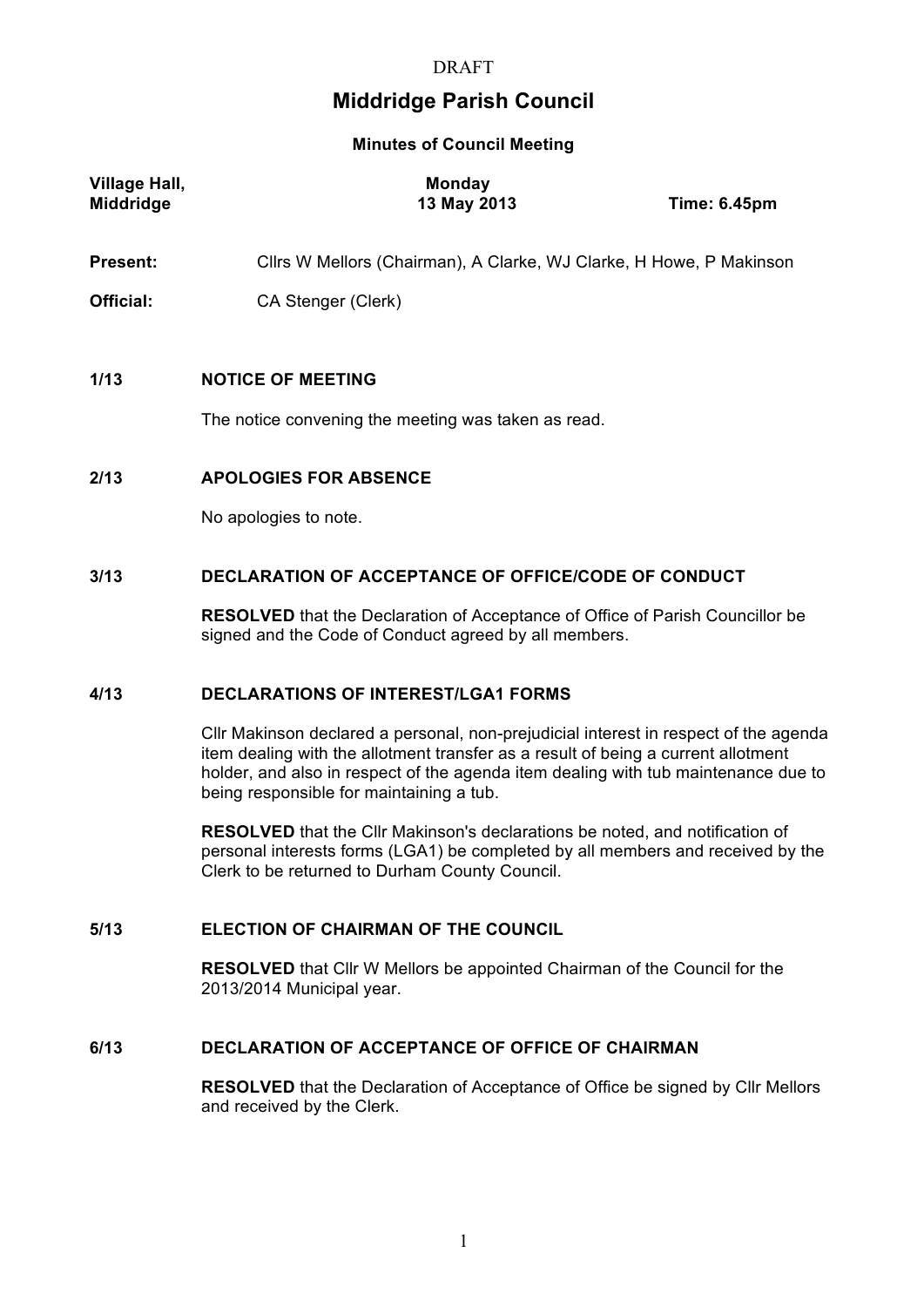DRAFT

# Middridge Parish Council

**Minutes of Council Meeting**

| **Village Hall, Middridge** | **Monday 13 May 2013** | **Time: 6.45pm** |
|---|---|---|

**Present:** Cllrs W Mellors (Chairman), A Clarke, WJ Clarke, H Howe, P Makinson

**Official:** CA Stenger (Clerk)

### 1/13 NOTICE OF MEETING

The notice convening the meeting was taken as read.

### 2/13 APOLOGIES FOR ABSENCE

No apologies to note.

### 3/13 DECLARATION OF ACCEPTANCE OF OFFICE/CODE OF CONDUCT

**RESOLVED** that the Declaration of Acceptance of Office of Parish Councillor be signed and the Code of Conduct agreed by all members.

### 4/13 DECLARATIONS OF INTEREST/LGA1 FORMS

Cllr Makinson declared a personal, non-prejudicial interest in respect of the agenda item dealing with the allotment transfer as a result of being a current allotment holder, and also in respect of the agenda item dealing with tub maintenance due to being responsible for maintaining a tub.

**RESOLVED** that the Cllr Makinson's declarations be noted, and notification of personal interests forms (LGA1) be completed by all members and received by the Clerk to be returned to Durham County Council.

### 5/13 ELECTION OF CHAIRMAN OF THE COUNCIL

**RESOLVED** that Cllr W Mellors be appointed Chairman of the Council for the 2013/2014 Municipal year.

### 6/13 DECLARATION OF ACCEPTANCE OF OFFICE OF CHAIRMAN

**RESOLVED** that the Declaration of Acceptance of Office be signed by Cllr Mellors and received by the Clerk.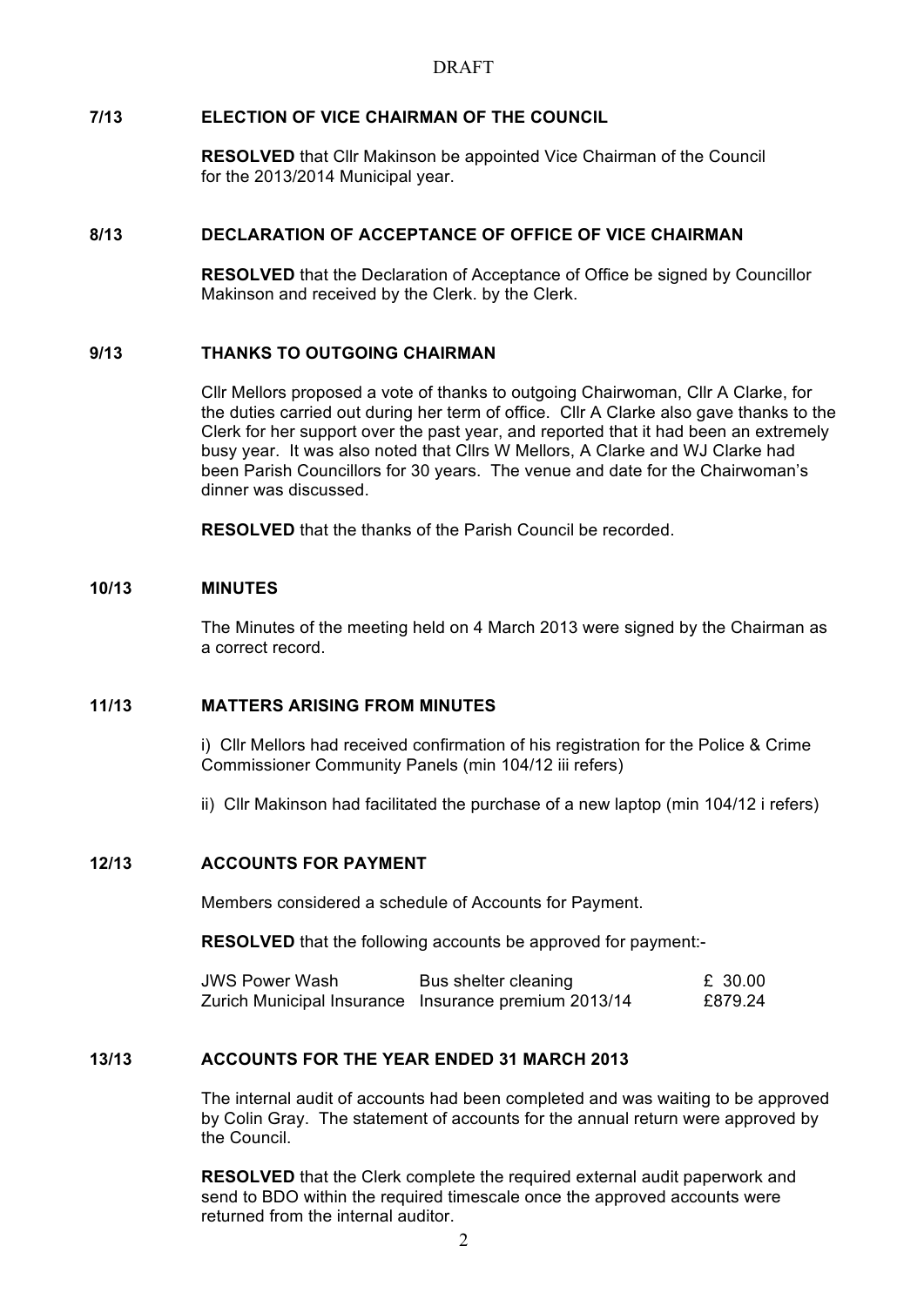DRAFT

## 7/13 ELECTION OF VICE CHAIRMAN OF THE COUNCIL

**RESOLVED** that Cllr Makinson be appointed Vice Chairman of the Council for the 2013/2014 Municipal year.

## 8/13 DECLARATION OF ACCEPTANCE OF OFFICE OF VICE CHAIRMAN

**RESOLVED** that the Declaration of Acceptance of Office be signed by Councillor Makinson and received by the Clerk. by the Clerk.

## 9/13 THANKS TO OUTGOING CHAIRMAN

Cllr Mellors proposed a vote of thanks to outgoing Chairwoman, Cllr A Clarke, for the duties carried out during her term of office. Cllr A Clarke also gave thanks to the Clerk for her support over the past year, and reported that it had been an extremely busy year. It was also noted that Cllrs W Mellors, A Clarke and WJ Clarke had been Parish Councillors for 30 years. The venue and date for the Chairwoman's dinner was discussed.

**RESOLVED** that the thanks of the Parish Council be recorded.

## 10/13 MINUTES

The Minutes of the meeting held on 4 March 2013 were signed by the Chairman as a correct record.

## 11/13 MATTERS ARISING FROM MINUTES

i) Cllr Mellors had received confirmation of his registration for the Police & Crime Commissioner Community Panels (min 104/12 iii refers)

ii) Cllr Makinson had facilitated the purchase of a new laptop (min 104/12 i refers)

## 12/13 ACCOUNTS FOR PAYMENT

Members considered a schedule of Accounts for Payment.

**RESOLVED** that the following accounts be approved for payment:-

| | | |
|---|---|---|
| JWS Power Wash | Bus shelter cleaning | £ 30.00 |
| Zurich Municipal Insurance | Insurance premium 2013/14 | £879.24 |

## 13/13 ACCOUNTS FOR THE YEAR ENDED 31 MARCH 2013

The internal audit of accounts had been completed and was waiting to be approved by Colin Gray. The statement of accounts for the annual return were approved by the Council.

**RESOLVED** that the Clerk complete the required external audit paperwork and send to BDO within the required timescale once the approved accounts were returned from the internal auditor.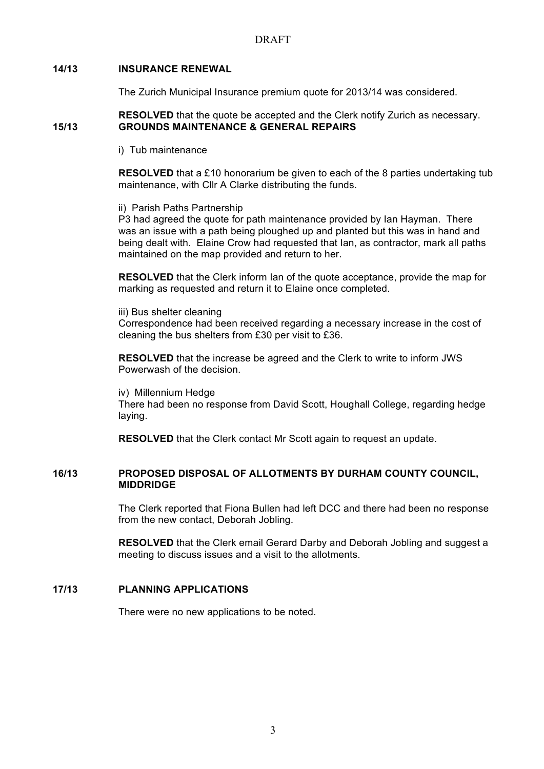DRAFT

**14/13 INSURANCE RENEWAL**

The Zurich Municipal Insurance premium quote for 2013/14 was considered.

**RESOLVED** that the quote be accepted and the Clerk notify Zurich as necessary.

**15/13 GROUNDS MAINTENANCE & GENERAL REPAIRS**

i) Tub maintenance

**RESOLVED** that a £10 honorarium be given to each of the 8 parties undertaking tub maintenance, with Cllr A Clarke distributing the funds.

ii) Parish Paths Partnership

P3 had agreed the quote for path maintenance provided by Ian Hayman. There was an issue with a path being ploughed up and planted but this was in hand and being dealt with. Elaine Crow had requested that Ian, as contractor, mark all paths maintained on the map provided and return to her.

**RESOLVED** that the Clerk inform Ian of the quote acceptance, provide the map for marking as requested and return it to Elaine once completed.

iii) Bus shelter cleaning

Correspondence had been received regarding a necessary increase in the cost of cleaning the bus shelters from £30 per visit to £36.

**RESOLVED** that the increase be agreed and the Clerk to write to inform JWS Powerwash of the decision.

iv) Millennium Hedge

There had been no response from David Scott, Houghall College, regarding hedge laying.

**RESOLVED** that the Clerk contact Mr Scott again to request an update.

**16/13 PROPOSED DISPOSAL OF ALLOTMENTS BY DURHAM COUNTY COUNCIL, MIDDRIDGE**

The Clerk reported that Fiona Bullen had left DCC and there had been no response from the new contact, Deborah Jobling.

**RESOLVED** that the Clerk email Gerard Darby and Deborah Jobling and suggest a meeting to discuss issues and a visit to the allotments.

**17/13 PLANNING APPLICATIONS**

There were no new applications to be noted.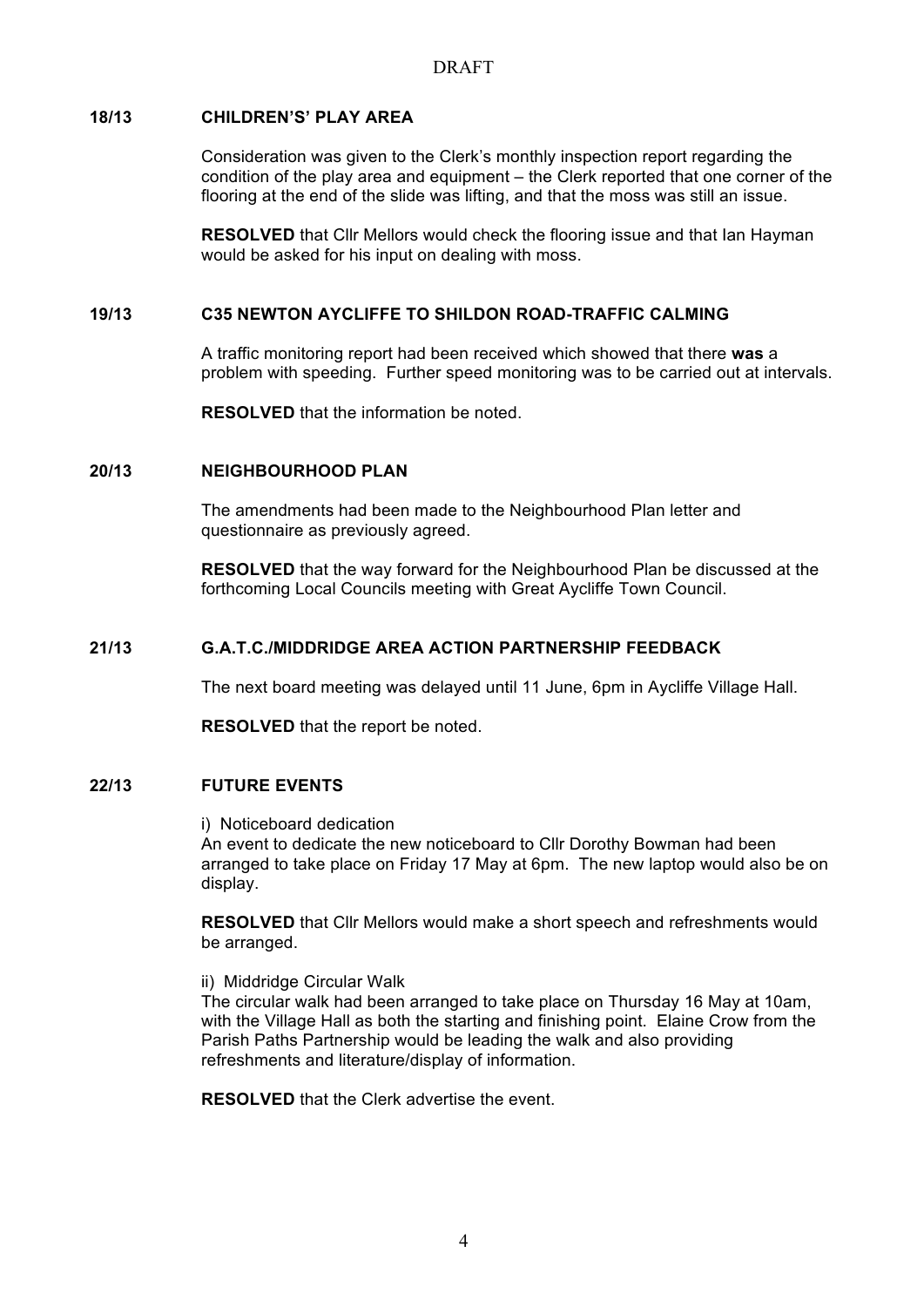DRAFT

**18/13 CHILDREN'S' PLAY AREA**

Consideration was given to the Clerk's monthly inspection report regarding the condition of the play area and equipment – the Clerk reported that one corner of the flooring at the end of the slide was lifting, and that the moss was still an issue.

**RESOLVED** that Cllr Mellors would check the flooring issue and that Ian Hayman would be asked for his input on dealing with moss.

**19/13 C35 NEWTON AYCLIFFE TO SHILDON ROAD-TRAFFIC CALMING**

A traffic monitoring report had been received which showed that there **was** a problem with speeding. Further speed monitoring was to be carried out at intervals.

**RESOLVED** that the information be noted.

**20/13 NEIGHBOURHOOD PLAN**

The amendments had been made to the Neighbourhood Plan letter and questionnaire as previously agreed.

**RESOLVED** that the way forward for the Neighbourhood Plan be discussed at the forthcoming Local Councils meeting with Great Aycliffe Town Council.

**21/13 G.A.T.C./MIDDRIDGE AREA ACTION PARTNERSHIP FEEDBACK**

The next board meeting was delayed until 11 June, 6pm in Aycliffe Village Hall.

**RESOLVED** that the report be noted.

**22/13 FUTURE EVENTS**

i) Noticeboard dedication
An event to dedicate the new noticeboard to Cllr Dorothy Bowman had been arranged to take place on Friday 17 May at 6pm. The new laptop would also be on display.

**RESOLVED** that Cllr Mellors would make a short speech and refreshments would be arranged.

ii) Middridge Circular Walk
The circular walk had been arranged to take place on Thursday 16 May at 10am, with the Village Hall as both the starting and finishing point. Elaine Crow from the Parish Paths Partnership would be leading the walk and also providing refreshments and literature/display of information.

**RESOLVED** that the Clerk advertise the event.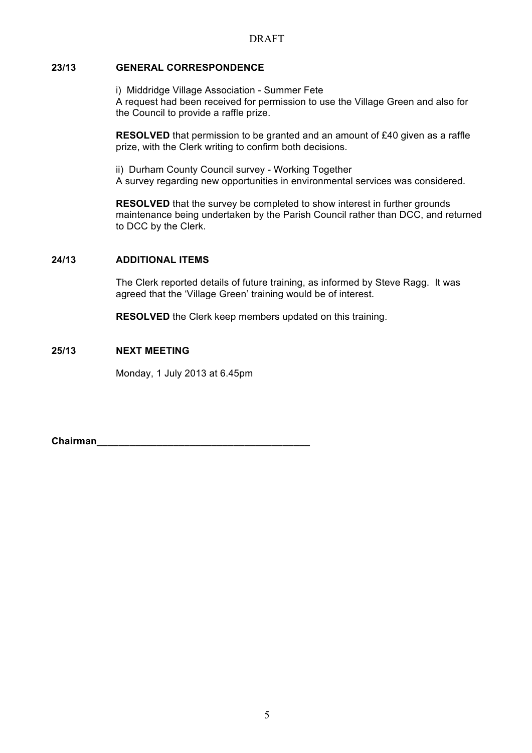DRAFT

**23/13 GENERAL CORRESPONDENCE**

i) Middridge Village Association - Summer Fete
A request had been received for permission to use the Village Green and also for the Council to provide a raffle prize.

**RESOLVED** that permission to be granted and an amount of £40 given as a raffle prize, with the Clerk writing to confirm both decisions.

ii) Durham County Council survey - Working Together
A survey regarding new opportunities in environmental services was considered.

**RESOLVED** that the survey be completed to show interest in further grounds maintenance being undertaken by the Parish Council rather than DCC, and returned to DCC by the Clerk.

**24/13 ADDITIONAL ITEMS**

The Clerk reported details of future training, as informed by Steve Ragg. It was agreed that the 'Village Green' training would be of interest.

**RESOLVED** the Clerk keep members updated on this training.

**25/13 NEXT MEETING**

Monday, 1 July 2013 at 6.45pm

**Chairman**_______________________________________